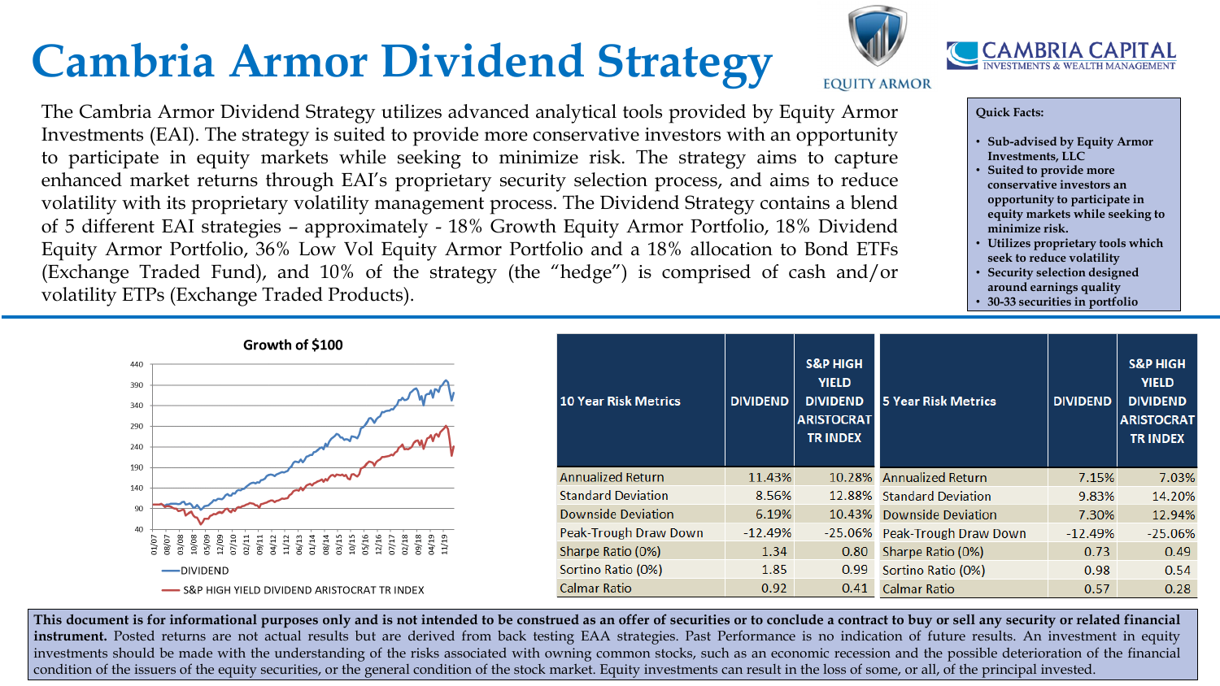# Cambria Armor Dividend Strategy

EQUITY ARMOR

CAMBRIA CAPITAL INVESTMENTS & WEALTH MANAGEMENT

The Cambria Armor Dividend Strategy utilizes advanced analytical tools provided by Equity Armor Investments (EAI). The strategy is suited to provide more conservative investors with an opportunity to participate in equity markets while seeking to minimize risk. The strategy aims to capture enhanced market returns through EAI's proprietary security selection process, and aims to reduce volatility with its proprietary volatility management process. The Dividend Strategy contains a blend of 5 different EAI strategies – approximately - 18% Growth Equity Armor Portfolio, 18% Dividend Equity Armor Portfolio, 36% Low Vol Equity Armor Portfolio and a 18% allocation to Bond ETFs (Exchange Traded Fund), and 10% of the strategy (the "hedge") is comprised of cash and/or volatility ETPs (Exchange Traded Products).

**Quick Facts:**

- **Sub-advised by Equity Armor Investments, LLC**
- **Suited to provide more conservative investors an opportunity to participate in equity markets while seeking to minimize risk.**
- **Utilizes proprietary tools which seek to reduce volatility**
- **Security selection designed around earnings quality**
- **30-33 securities in portfolio**

**Growth of $100**

(Chart: y-axis 40–440; x-axis 01/07 to 11/19; series: DIVIDEND, S&P HIGH YIELD DIVIDEND ARISTOCRAT TR INDEX)

| 10 Year Risk Metrics | DIVIDEND | S&P HIGH YIELD DIVIDEND ARISTOCRAT TR INDEX |
|---|---|---|
| Annualized Return | 11.43% | 10.28% |
| Standard Deviation | 8.56% | 12.88% |
| Downside Deviation | 6.19% | 10.43% |
| Peak-Trough Draw Down | -12.49% | -25.06% |
| Sharpe Ratio (0%) | 1.34 | 0.80 |
| Sortino Ratio (0%) | 1.85 | 0.99 |
| Calmar Ratio | 0.92 | 0.41 |

| 5 Year Risk Metrics | DIVIDEND | S&P HIGH YIELD DIVIDEND ARISTOCRAT TR INDEX |
|---|---|---|
| Annualized Return | 7.15% | 7.03% |
| Standard Deviation | 9.83% | 14.20% |
| Downside Deviation | 7.30% | 12.94% |
| Peak-Trough Draw Down | -12.49% | -25.06% |
| Sharpe Ratio (0%) | 0.73 | 0.49 |
| Sortino Ratio (0%) | 0.98 | 0.54 |
| Calmar Ratio | 0.57 | 0.28 |

**This document is for informational purposes only and is not intended to be construed as an offer of securities or to conclude a contract to buy or sell any security or related financial instrument.** Posted returns are not actual results but are derived from back testing EAA strategies. Past Performance is no indication of future results. An investment in equity investments should be made with the understanding of the risks associated with owning common stocks, such as an economic recession and the possible deterioration of the financial condition of the issuers of the equity securities, or the general condition of the stock market. Equity investments can result in the loss of some, or all, of the principal invested.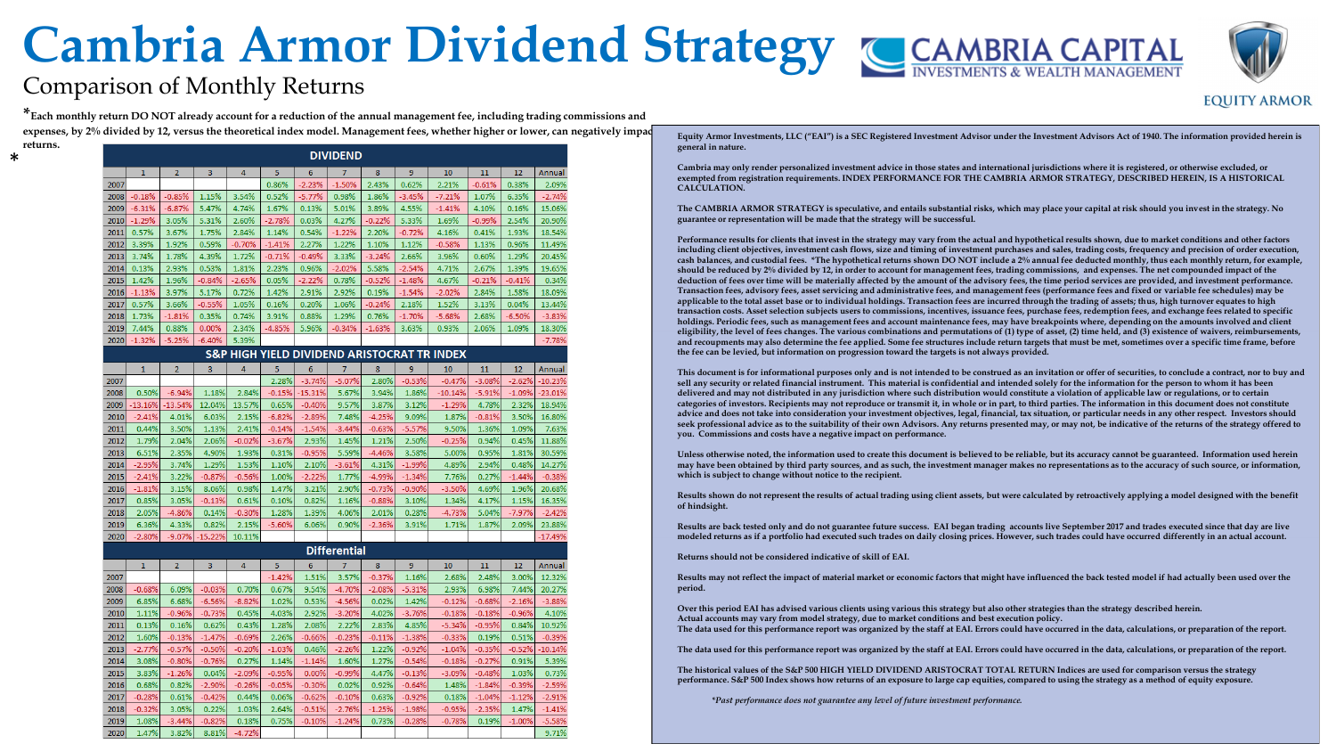# Cambria Armor Dividend Strategy

Comparison of Monthly Returns

*Each monthly return DO NOT already account for a reduction of the annual management fee, including trading commissions and expenses, by 2% divided by 12, versus the theoretical index model. Management fees, whether higher or lower, can negatively impac returns.

*

**DIVIDEND**

| | 1 | 2 | 3 | 4 | 5 | 6 | 7 | 8 | 9 | 10 | 11 | 12 | Annual |
|---|---|---|---|---|---|---|---|---|---|---|---|---|---|
| 2007 | | | | | 0.86% | -2.23% | -1.50% | 2.43% | 0.62% | 2.21% | -0.61% | 0.38% | 2.09% |
| 2008 | -0.18% | -0.85% | 1.15% | 3.54% | 0.52% | -5.77% | 0.98% | 1.86% | -3.45% | -7.21% | 1.07% | 6.35% | -2.74% |
| 2009 | -6.31% | -6.87% | 5.47% | 4.74% | 1.67% | 0.13% | 5.01% | 3.89% | 4.55% | -1.41% | 4.10% | 0.16% | 15.06% |
| 2010 | -1.29% | 3.05% | 5.31% | 2.60% | -2.78% | 0.03% | 4.27% | -0.22% | 5.33% | 1.69% | -0.99% | 2.54% | 20.90% |
| 2011 | 0.57% | 3.67% | 1.75% | 2.84% | 1.14% | 0.54% | -1.22% | 2.20% | -0.72% | 4.16% | 0.41% | 1.93% | 18.54% |
| 2012 | 3.39% | 1.92% | 0.59% | -0.70% | -1.41% | 2.27% | 1.22% | 1.10% | 1.12% | -0.58% | 1.13% | 0.96% | 11.49% |
| 2013 | 3.74% | 1.78% | 4.39% | 1.72% | -0.71% | -0.49% | 3.33% | -3.24% | 2.66% | 3.96% | 0.60% | 1.29% | 20.45% |
| 2014 | 0.13% | 2.93% | 0.53% | 1.81% | 2.23% | 0.96% | -2.02% | 5.58% | -2.54% | 4.71% | 2.67% | 1.39% | 19.65% |
| 2015 | 1.42% | 1.96% | -0.84% | -2.65% | 0.05% | -2.22% | 0.78% | -0.52% | -1.48% | 4.67% | -0.21% | -0.41% | 0.34% |
| 2016 | -1.13% | 3.97% | 5.17% | 0.72% | 1.42% | 2.91% | 2.92% | 0.19% | -1.54% | -2.02% | 2.84% | 1.58% | 18.09% |
| 2017 | 0.57% | 3.66% | -0.55% | 1.05% | 0.16% | 0.20% | 1.06% | -0.24% | 2.18% | 1.52% | 3.13% | 0.04% | 13.44% |
| 2018 | 1.73% | -1.81% | 0.35% | 0.74% | 3.91% | 0.88% | 1.29% | 0.76% | -1.70% | -5.68% | 2.68% | -6.50% | -3.83% |
| 2019 | 7.44% | 0.88% | 0.00% | 2.34% | -4.85% | 5.96% | -0.34% | -1.63% | 3.63% | 0.93% | 2.06% | 1.09% | 18.30% |
| 2020 | -1.32% | -5.25% | -6.40% | 5.39% | | | | | | | | | -7.78% |

**S&P HIGH YIELD DIVIDEND ARISTOCRAT TR INDEX**

| | 1 | 2 | 3 | 4 | 5 | 6 | 7 | 8 | 9 | 10 | 11 | 12 | Annual |
|---|---|---|---|---|---|---|---|---|---|---|---|---|---|
| 2007 | | | | | 2.28% | -3.74% | -5.07% | 2.80% | -0.53% | -0.47% | -3.08% | -2.62% | -10.23% |
| 2008 | 0.50% | -6.94% | 1.18% | 2.84% | -0.15% | -15.31% | 5.67% | 3.94% | 1.86% | -10.14% | -5.91% | -1.09% | -23.01% |
| 2009 | -13.16% | -13.54% | 12.04% | 13.57% | 0.65% | -0.40% | 9.57% | 3.87% | 3.12% | -1.29% | 4.78% | 2.32% | 18.94% |
| 2010 | -2.41% | 4.01% | 6.03% | 2.15% | -6.82% | -2.89% | 7.48% | -4.25% | 9.09% | 1.87% | -0.81% | 3.50% | 16.80% |
| 2011 | 0.44% | 3.50% | 1.13% | 2.41% | -0.14% | -1.54% | -3.44% | -0.63% | -5.57% | 9.50% | 1.36% | 1.09% | 7.63% |
| 2012 | 1.79% | 2.04% | 2.06% | -0.02% | -3.67% | 2.93% | 1.45% | 1.21% | 2.50% | -0.25% | 0.94% | 0.45% | 11.88% |
| 2013 | 6.51% | 2.35% | 4.90% | 1.93% | 0.31% | -0.95% | 5.59% | -4.46% | 3.58% | 5.00% | 0.95% | 1.81% | 30.59% |
| 2014 | -2.95% | 3.74% | 1.29% | 1.53% | 1.10% | 2.10% | -3.61% | 4.31% | -1.99% | 4.89% | 2.94% | 0.48% | 14.27% |
| 2015 | -2.41% | 3.22% | -0.87% | -0.56% | 1.00% | -2.22% | 1.77% | -4.99% | -1.34% | 7.76% | 0.27% | -1.44% | -0.38% |
| 2016 | -1.81% | 3.15% | 8.06% | 0.98% | 1.47% | 3.21% | 2.90% | -0.73% | -0.90% | -3.50% | 4.69% | 1.96% | 20.68% |
| 2017 | 0.85% | 3.05% | -0.13% | 0.61% | 0.10% | 0.82% | 1.16% | -0.88% | 3.10% | 1.34% | 4.17% | 1.15% | 16.35% |
| 2018 | 2.05% | -4.86% | 0.14% | -0.30% | 1.28% | 1.39% | 4.06% | 2.01% | 0.28% | -4.73% | 5.04% | -7.97% | -2.42% |
| 2019 | 6.36% | 4.33% | 0.82% | 2.15% | -5.60% | 6.06% | 0.90% | -2.36% | 3.91% | 1.71% | 1.87% | 2.09% | 23.88% |
| 2020 | -2.80% | -9.07% | -15.22% | 10.11% | | | | | | | | | -17.49% |

**Differential**

| | 1 | 2 | 3 | 4 | 5 | 6 | 7 | 8 | 9 | 10 | 11 | 12 | Annual |
|---|---|---|---|---|---|---|---|---|---|---|---|---|---|
| 2007 | | | | | -1.42% | 1.51% | 3.57% | -0.37% | 1.16% | 2.68% | 2.48% | 3.00% | 12.32% |
| 2008 | -0.68% | 6.09% | -0.03% | 0.70% | 0.67% | 9.54% | -4.70% | -2.08% | -5.31% | 2.93% | 6.98% | 7.44% | 20.27% |
| 2009 | 6.85% | 6.68% | -6.56% | -8.82% | 1.02% | 0.53% | -4.56% | 0.02% | 1.42% | -0.12% | -0.68% | -2.16% | -3.88% |
| 2010 | 1.11% | -0.96% | -0.73% | 0.45% | 4.03% | 2.92% | -3.20% | 4.02% | -3.76% | -0.18% | -0.18% | -0.96% | 4.10% |
| 2011 | 0.13% | 0.16% | 0.62% | 0.43% | 1.28% | 2.08% | 2.22% | 2.83% | 4.85% | -5.34% | -0.95% | 0.84% | 10.92% |
| 2012 | 1.60% | -0.13% | -1.47% | -0.69% | 2.26% | -0.66% | -0.23% | -0.11% | -1.38% | -0.33% | 0.19% | 0.51% | -0.39% |
| 2013 | -2.77% | -0.57% | -0.50% | -0.20% | -1.03% | 0.46% | -2.26% | 1.22% | -0.92% | -1.04% | -0.35% | -0.52% | -10.14% |
| 2014 | 3.08% | -0.80% | -0.76% | 0.27% | 1.14% | -1.14% | 1.60% | 1.27% | -0.54% | -0.18% | -0.27% | 0.91% | 5.39% |
| 2015 | 3.83% | -1.26% | 0.04% | -2.09% | -0.95% | 0.00% | -0.99% | 4.47% | -0.13% | -3.09% | -0.48% | 1.03% | 0.73% |
| 2016 | 0.68% | 0.82% | -2.90% | -0.26% | -0.05% | -0.30% | 0.02% | 0.92% | -0.64% | 1.48% | -1.84% | -0.39% | -2.59% |
| 2017 | -0.28% | 0.61% | -0.42% | 0.44% | 0.06% | -0.62% | -0.10% | 0.63% | -0.92% | 0.18% | -1.04% | -1.12% | -2.91% |
| 2018 | -0.32% | 3.05% | 0.22% | 1.03% | 2.64% | -0.51% | -2.76% | -1.25% | -1.98% | -0.95% | -2.35% | 1.47% | -1.41% |
| 2019 | 1.08% | -3.44% | -0.82% | 0.18% | 0.75% | -0.10% | -1.24% | 0.73% | -0.28% | -0.78% | 0.19% | -1.00% | -5.58% |
| 2020 | 1.47% | 3.82% | 8.81% | -4.72% | | | | | | | | | 9.71% |

Equity Armor Investments, LLC ("EAI") is a SEC Registered Investment Advisor under the Investment Advisors Act of 1940. The information provided herein is general in nature.

Cambria may only render personalized investment advice in those states and international jurisdictions where it is registered, or otherwise excluded, or exempted from registration requirements. INDEX PERFORMANCE FOR THE CAMBRIA ARMOR STRATEGY, DESCRIBED HEREIN, IS A HISTORICAL CALCULATION.

The CAMBRIA ARMOR STRATEGY is speculative, and entails substantial risks, which may place your capital at risk should you invest in the strategy. No guarantee or representation will be made that the strategy will be successful.

Performance results for clients that invest in the strategy may vary from the actual and hypothetical results shown, due to market conditions and other factors including client objectives, investment cash flows, size and timing of investment purchases and sales, trading costs, frequency and precision of order execution, cash balances, and custodial fees. *The hypothetical returns shown DO NOT include a 2% annual fee deducted monthly, thus each monthly return, for example, should be reduced by 2% divided by 12, in order to account for management fees, trading commissions, and expenses. The net compounded impact of the deduction of fees over time will be materially affected by the amount of the advisory fees, the time period services are provided, and investment performance. Transaction fees, advisory fees, asset servicing and administrative fees, and management fees (performance fees and fixed or variable fee schedules) may be applicable to the total asset base or to individual holdings. Transaction fees are incurred through the trading of assets; thus, high turnover equates to high transaction costs. Asset selection subjects users to commissions, incentives, issuance fees, purchase fees, redemption fees, and exchange fees related to specific holdings. Periodic fees, such as management fees and account maintenance fees, may have breakpoints where, depending on the amounts involved and client eligibility, the level of fees changes. The various combinations and permutations of (1) type of asset, (2) time held, and (3) existence of waivers, reimbursements, and recoupments may also determine the fee applied. Some fee structures include return targets that must be met, sometimes over a specific time frame, before the fee can be levied, but information on progression toward the targets is not always provided.

This document is for informational purposes only and is not intended to be construed as an invitation or offer of securities, to conclude a contract, nor to buy and sell any security or related financial instrument. This material is confidential and intended solely for the information for the person to whom it has been delivered and may not distributed in any jurisdiction where such distribution would constitute a violation of applicable law or regulations, or to certain categories of investors. Recipients may not reproduce or transmit it, in whole or in part, to third parties. The information in this document does not constitute advice and does not take into consideration your investment objectives, legal, financial, tax situation, or particular needs in any other respect. Investors should seek professional advice as to the suitability of their own Advisors. Any returns presented may, or may not, be indicative of the returns of the strategy offered to you. Commissions and costs have a negative impact on performance.

Unless otherwise noted, the information used to create this document is believed to be reliable, but its accuracy cannot be guaranteed. Information used herein may have been obtained by third party sources, and as such, the investment manager makes no representations as to the accuracy of such source, or information, which is subject to change without notice to the recipient.

Results shown do not represent the results of actual trading using client assets, but were calculated by retroactively applying a model designed with the benefit of hindsight.

Results are back tested only and do not guarantee future success. EAI began trading accounts live September 2017 and trades executed since that day are live modeled returns as if a portfolio had executed such trades on daily closing prices. However, such trades could have occurred differently in an actual account.

Returns should not be considered indicative of skill of EAI.

Results may not reflect the impact of material market or economic factors that might have influenced the back tested model if had actually been used over the period.

Over this period EAI has advised various clients using various this strategy but also other strategies than the strategy described herein. Actual accounts may vary from model strategy, due to market conditions and best execution policy. The data used for this performance report was organized by the staff at EAI. Errors could have occurred in the data, calculations, or preparation of the report.

The data used for this performance report was organized by the staff at EAI. Errors could have occurred in the data, calculations, or preparation of the report.

The historical values of the S&P 500 HIGH YIELD DIVIDEND ARISTOCRAT TOTAL RETURN Indices are used for comparison versus the strategy performance. S&P 500 Index shows how returns of an exposure to large cap equities, compared to using the strategy as a method of equity exposure.

*Past performance does not guarantee any level of future investment performance.*